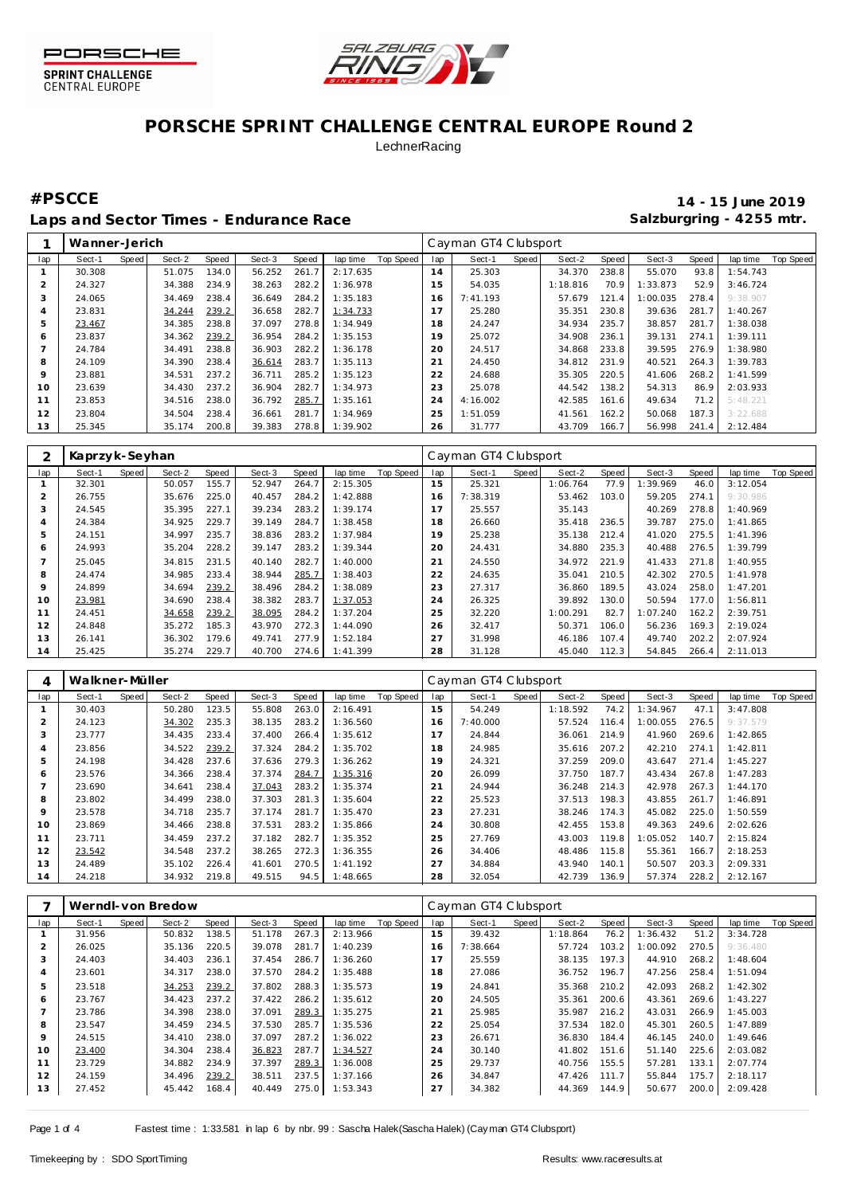# PORSCHE SPRINT CHALLENGE CENTRAL EUROPE Round 2

LechnerRacing

## #PSCCE

**14 - 15 June 2019**

**Laps and Sector Times - Endurance Race**

**Salzburgring - 4255 mtr.**

| 1 | Wanner-Jerich | | | | | | | | | Cayman GT4 Clubsport | | | | | | | | |
|---|---|---|---|---|---|---|---|---|---|---|---|---|---|---|---|---|---|---|
| lap | Sect-1 | Speed | Sect-2 | Speed | Sect-3 | Speed | lap time | Top Speed | lap | Sect-1 | Speed | Sect-2 | Speed | Sect-3 | Speed | lap time | Top Speed |
| 1 | 30.308 | | 51.075 | 134.0 | 56.252 | 261.7 | 2:17.635 | | 14 | 25.303 | | 34.370 | 238.8 | 55.070 | 93.8 | 1:54.743 | |
| 2 | 24.327 | | 34.388 | 234.9 | 38.263 | 282.2 | 1:36.978 | | 15 | 54.035 | | 1:18.816 | 70.9 | 1:33.873 | 52.9 | 3:46.724 | |
| 3 | 24.065 | | 34.469 | 238.4 | 36.649 | 284.2 | 1:35.183 | | 16 | 7:41.193 | | 57.679 | 121.4 | 1:00.035 | 278.4 | 9:38.907 | |
| 4 | 23.831 | | 34.244 | 239.2 | 36.658 | 282.7 | 1:34.733 | | 17 | 25.280 | | 35.351 | 230.8 | 39.636 | 281.7 | 1:40.267 | |
| 5 | 23.467 | | 34.385 | 238.8 | 37.097 | 278.8 | 1:34.949 | | 18 | 24.247 | | 34.934 | 235.7 | 38.857 | 281.7 | 1:38.038 | |
| 6 | 23.837 | | 34.362 | 239.2 | 36.954 | 284.2 | 1:35.153 | | 19 | 25.072 | | 34.908 | 236.1 | 39.131 | 274.1 | 1:39.111 | |
| 7 | 24.784 | | 34.491 | 238.8 | 36.903 | 282.2 | 1:36.178 | | 20 | 24.517 | | 34.868 | 233.8 | 39.595 | 276.9 | 1:38.980 | |
| 8 | 24.109 | | 34.390 | 238.4 | 36.614 | 283.7 | 1:35.113 | | 21 | 24.450 | | 34.812 | 231.9 | 40.521 | 264.3 | 1:39.783 | |
| 9 | 23.881 | | 34.531 | 237.2 | 36.711 | 285.2 | 1:35.123 | | 22 | 24.688 | | 35.305 | 220.5 | 41.606 | 268.2 | 1:41.599 | |
| 10 | 23.639 | | 34.430 | 237.2 | 36.904 | 282.7 | 1:34.973 | | 23 | 25.078 | | 44.542 | 138.2 | 54.313 | 86.9 | 2:03.933 | |
| 11 | 23.853 | | 34.516 | 238.0 | 36.792 | 285.7 | 1:35.161 | | 24 | 4:16.002 | | 42.585 | 161.6 | 49.634 | 71.2 | 5:48.221 | |
| 12 | 23.804 | | 34.504 | 238.4 | 36.661 | 281.7 | 1:34.969 | | 25 | 1:51.059 | | 41.561 | 162.2 | 50.068 | 187.3 | 3:22.688 | |
| 13 | 25.345 | | 35.174 | 200.8 | 39.383 | 278.8 | 1:39.902 | | 26 | 31.777 | | 43.709 | 166.7 | 56.998 | 241.4 | 2:12.484 | |

| 2 | Kaprzyk-Seyhan | | | | | | | | | Cayman GT4 Clubsport | | | | | | | | |
|---|---|---|---|---|---|---|---|---|---|---|---|---|---|---|---|---|---|---|
| lap | Sect-1 | Speed | Sect-2 | Speed | Sect-3 | Speed | lap time | Top Speed | lap | Sect-1 | Speed | Sect-2 | Speed | Sect-3 | Speed | lap time | Top Speed |
| 1 | 32.301 | | 50.057 | 155.7 | 52.947 | 264.7 | 2:15.305 | | 15 | 25.321 | | 1:06.764 | 77.9 | 1:39.969 | 46.0 | 3:12.054 | |
| 2 | 26.755 | | 35.676 | 225.0 | 40.457 | 284.2 | 1:42.888 | | 16 | 7:38.319 | | 53.462 | 103.0 | 59.205 | 274.1 | 9:30.986 | |
| 3 | 24.545 | | 35.395 | 227.1 | 39.234 | 283.2 | 1:39.174 | | 17 | 25.557 | | 35.143 | | 40.269 | 278.8 | 1:40.969 | |
| 4 | 24.384 | | 34.925 | 229.7 | 39.149 | 284.7 | 1:38.458 | | 18 | 26.660 | | 35.418 | 236.5 | 39.787 | 275.0 | 1:41.865 | |
| 5 | 24.151 | | 34.997 | 235.7 | 38.836 | 283.2 | 1:37.984 | | 19 | 25.238 | | 35.138 | 212.4 | 41.020 | 275.5 | 1:41.396 | |
| 6 | 24.993 | | 35.204 | 228.2 | 39.147 | 283.2 | 1:39.344 | | 20 | 24.431 | | 34.880 | 235.3 | 40.488 | 276.5 | 1:39.799 | |
| 7 | 25.045 | | 34.815 | 231.5 | 40.140 | 282.7 | 1:40.000 | | 21 | 24.550 | | 34.972 | 221.9 | 41.433 | 271.8 | 1:40.955 | |
| 8 | 24.474 | | 34.985 | 233.4 | 38.944 | 285.7 | 1:38.403 | | 22 | 24.635 | | 35.041 | 210.5 | 42.302 | 270.5 | 1:41.978 | |
| 9 | 24.899 | | 34.694 | 239.2 | 38.496 | 284.2 | 1:38.089 | | 23 | 27.317 | | 36.860 | 189.5 | 43.024 | 258.0 | 1:47.201 | |
| 10 | 23.981 | | 34.690 | 238.4 | 38.382 | 283.7 | 1:37.053 | | 24 | 26.325 | | 39.892 | 130.0 | 50.594 | 177.0 | 1:56.811 | |
| 11 | 24.451 | | 34.658 | 239.2 | 38.095 | 284.2 | 1:37.204 | | 25 | 32.220 | | 1:00.291 | 82.7 | 1:07.240 | 162.2 | 2:39.751 | |
| 12 | 24.848 | | 35.272 | 185.3 | 43.970 | 272.3 | 1:44.090 | | 26 | 32.417 | | 50.371 | 106.0 | 56.236 | 169.3 | 2:19.024 | |
| 13 | 26.141 | | 36.302 | 179.6 | 49.741 | 277.9 | 1:52.184 | | 27 | 31.998 | | 46.186 | 107.4 | 49.740 | 202.2 | 2:07.924 | |
| 14 | 25.425 | | 35.274 | 229.7 | 40.700 | 274.6 | 1:41.399 | | 28 | 31.128 | | 45.040 | 112.3 | 54.845 | 266.4 | 2:11.013 | |

| 4 | Walkner-Müller | | | | | | | | | Cayman GT4 Clubsport | | | | | | | | |
|---|---|---|---|---|---|---|---|---|---|---|---|---|---|---|---|---|---|---|
| lap | Sect-1 | Speed | Sect-2 | Speed | Sect-3 | Speed | lap time | Top Speed | lap | Sect-1 | Speed | Sect-2 | Speed | Sect-3 | Speed | lap time | Top Speed |
| 1 | 30.403 | | 50.280 | 123.5 | 55.808 | 263.0 | 2:16.491 | | 15 | 54.249 | | 1:18.592 | 74.2 | 1:34.967 | 47.1 | 3:47.808 | |
| 2 | 24.123 | | 34.302 | 235.3 | 38.135 | 283.2 | 1:36.560 | | 16 | 7:40.000 | | 57.524 | 116.4 | 1:00.055 | 276.5 | 9:37.579 | |
| 3 | 23.777 | | 34.435 | 233.4 | 37.400 | 266.4 | 1:35.612 | | 17 | 24.844 | | 36.061 | 214.9 | 41.960 | 269.6 | 1:42.865 | |
| 4 | 23.856 | | 34.522 | 239.2 | 37.324 | 284.2 | 1:35.702 | | 18 | 24.985 | | 35.616 | 207.2 | 42.210 | 274.1 | 1:42.811 | |
| 5 | 24.198 | | 34.428 | 237.6 | 37.636 | 279.3 | 1:36.262 | | 19 | 24.321 | | 37.259 | 209.0 | 43.647 | 271.4 | 1:45.227 | |
| 6 | 23.576 | | 34.366 | 238.4 | 37.374 | 284.7 | 1:35.316 | | 20 | 26.099 | | 37.750 | 187.7 | 43.434 | 267.8 | 1:47.283 | |
| 7 | 23.690 | | 34.641 | 238.4 | 37.043 | 283.2 | 1:35.374 | | 21 | 24.944 | | 36.248 | 214.3 | 42.978 | 267.3 | 1:44.170 | |
| 8 | 23.802 | | 34.499 | 238.0 | 37.303 | 281.3 | 1:35.604 | | 22 | 25.523 | | 37.513 | 198.3 | 43.855 | 261.7 | 1:46.891 | |
| 9 | 23.578 | | 34.718 | 235.7 | 37.174 | 281.7 | 1:35.470 | | 23 | 27.231 | | 38.246 | 174.3 | 45.082 | 225.0 | 1:50.559 | |
| 10 | 23.869 | | 34.466 | 238.8 | 37.531 | 283.2 | 1:35.866 | | 24 | 30.808 | | 42.455 | 153.8 | 49.363 | 249.6 | 2:02.626 | |
| 11 | 23.711 | | 34.459 | 237.2 | 37.182 | 282.7 | 1:35.352 | | 25 | 27.769 | | 43.003 | 119.8 | 1:05.052 | 140.7 | 2:15.824 | |
| 12 | 23.542 | | 34.548 | 237.2 | 38.265 | 272.3 | 1:36.355 | | 26 | 34.406 | | 48.486 | 115.8 | 55.361 | 166.7 | 2:18.253 | |
| 13 | 24.489 | | 35.102 | 226.4 | 41.601 | 270.5 | 1:41.192 | | 27 | 34.884 | | 43.940 | 140.1 | 50.507 | 203.3 | 2:09.331 | |
| 14 | 24.218 | | 34.932 | 219.8 | 49.515 | 94.5 | 1:48.665 | | 28 | 32.054 | | 42.739 | 136.9 | 57.374 | 228.2 | 2:12.167 | |

| 7 | Werndl-von Bredow | | | | | | | | | Cayman GT4 Clubsport | | | | | | | | |
|---|---|---|---|---|---|---|---|---|---|---|---|---|---|---|---|---|---|---|
| lap | Sect-1 | Speed | Sect-2 | Speed | Sect-3 | Speed | lap time | Top Speed | lap | Sect-1 | Speed | Sect-2 | Speed | Sect-3 | Speed | lap time | Top Speed |
| 1 | 31.956 | | 50.832 | 138.5 | 51.178 | 267.3 | 2:13.966 | | 15 | 39.432 | | 1:18.864 | 76.2 | 1:36.432 | 51.2 | 3:34.728 | |
| 2 | 26.025 | | 35.136 | 220.5 | 39.078 | 281.7 | 1:40.239 | | 16 | 7:38.664 | | 57.724 | 103.2 | 1:00.092 | 270.5 | 9:36.480 | |
| 3 | 24.403 | | 34.403 | 236.1 | 37.454 | 286.7 | 1:36.260 | | 17 | 25.559 | | 38.135 | 197.3 | 44.910 | 268.2 | 1:48.604 | |
| 4 | 23.601 | | 34.317 | 238.0 | 37.570 | 284.2 | 1:35.488 | | 18 | 27.086 | | 36.752 | 196.7 | 47.256 | 258.4 | 1:51.094 | |
| 5 | 23.518 | | 34.253 | 239.2 | 37.802 | 288.3 | 1:35.573 | | 19 | 24.841 | | 35.368 | 210.2 | 42.093 | 268.2 | 1:42.302 | |
| 6 | 23.767 | | 34.423 | 237.2 | 37.422 | 286.2 | 1:35.612 | | 20 | 24.505 | | 35.361 | 200.6 | 43.361 | 269.6 | 1:43.227 | |
| 7 | 23.786 | | 34.398 | 238.0 | 37.091 | 289.3 | 1:35.275 | | 21 | 25.985 | | 35.987 | 216.2 | 43.031 | 266.9 | 1:45.003 | |
| 8 | 23.547 | | 34.459 | 234.5 | 37.530 | 285.7 | 1:35.536 | | 22 | 25.054 | | 37.534 | 182.0 | 45.301 | 260.5 | 1:47.889 | |
| 9 | 24.515 | | 34.410 | 238.0 | 37.097 | 287.2 | 1:36.022 | | 23 | 26.671 | | 36.830 | 184.4 | 46.145 | 240.0 | 1:49.646 | |
| 10 | 23.400 | | 34.304 | 238.4 | 36.823 | 287.7 | 1:34.527 | | 24 | 30.140 | | 41.802 | 151.6 | 51.140 | 225.6 | 2:03.082 | |
| 11 | 23.729 | | 34.882 | 234.9 | 37.397 | 289.3 | 1:36.008 | | 25 | 29.737 | | 40.756 | 155.5 | 57.281 | 133.1 | 2:07.774 | |
| 12 | 24.159 | | 34.496 | 239.2 | 38.511 | 237.5 | 1:37.166 | | 26 | 34.847 | | 47.426 | 111.7 | 55.844 | 175.7 | 2:18.117 | |
| 13 | 27.452 | | 45.442 | 168.4 | 40.449 | 275.0 | 1:53.343 | | 27 | 34.382 | | 44.369 | 144.9 | 50.677 | 200.0 | 2:09.428 | |

Fastest time : 1:33.581 in lap 6 by nbr. 99 : Sascha Halek(Sascha Halek) (Cayman GT4 Clubsport)

Timekeeping by : SDO SportTiming

Results: www.raceresults.at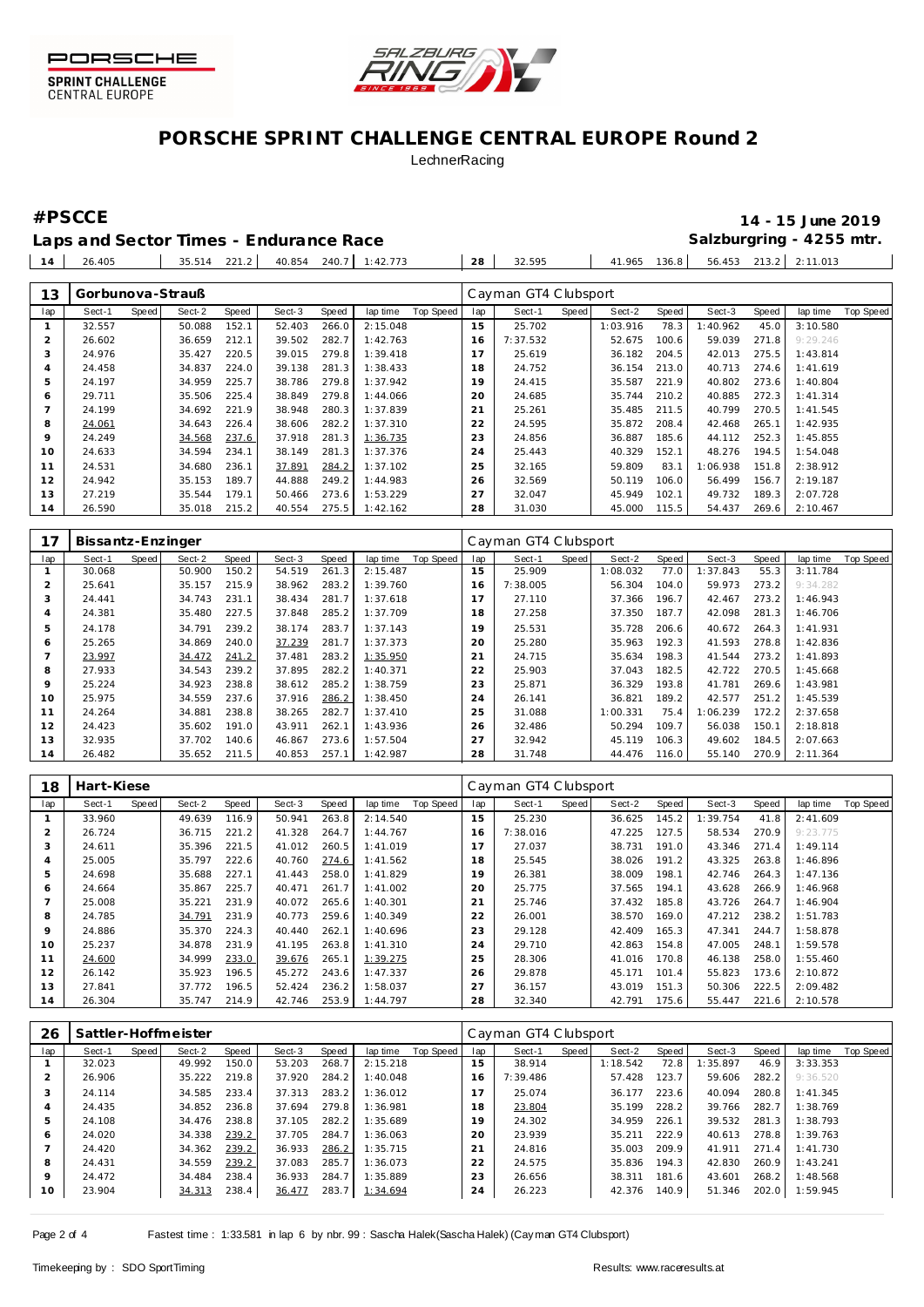# PORSCHE SPRINT CHALLENGE CENTRAL EUROPE Round 2

LechnerRacing

**#PSCCE**

**14 - 15 June 2019**

**Laps and Sector Times - Endurance Race**

**Salzburgring - 4255 mtr.**

| 14 | 26.405 | | 35.514 | 221.2 | 40.854 | 240.7 | 1:42.773 | | 28 | 32.595 | | 41.965 | 136.8 | 56.453 | 213.2 | 2:11.013 | |
|---|---|---|---|---|---|---|---|---|---|---|---|---|---|---|---|---|---|

| 13 | Gorbunova-Strauß | | | | | | | | Cayman GT4 Clubsport | | | | | | | | |
|---|---|---|---|---|---|---|---|---|---|---|---|---|---|---|---|---|---|
| lap | Sect-1 | Speed | Sect-2 | Speed | Sect-3 | Speed | lap time | Top Speed | lap | Sect-1 | Speed | Sect-2 | Speed | Sect-3 | Speed | lap time | Top Speed |
| 1 | 32.557 | | 50.088 | 152.1 | 52.403 | 266.0 | 2:15.048 | | 15 | 25.702 | | 1:03.916 | 78.3 | 1:40.962 | 45.0 | 3:10.580 | |
| 2 | 26.602 | | 36.659 | 212.1 | 39.502 | 282.7 | 1:42.763 | | 16 | 7:37.532 | | 52.675 | 100.6 | 59.039 | 271.8 | 9:29.246 | |
| 3 | 24.976 | | 35.427 | 220.5 | 39.015 | 279.8 | 1:39.418 | | 17 | 25.619 | | 36.182 | 204.5 | 42.013 | 275.5 | 1:43.814 | |
| 4 | 24.458 | | 34.837 | 224.0 | 39.138 | 281.3 | 1:38.433 | | 18 | 24.752 | | 36.154 | 213.0 | 40.713 | 274.6 | 1:41.619 | |
| 5 | 24.197 | | 34.959 | 225.7 | 38.786 | 279.8 | 1:37.942 | | 19 | 24.415 | | 35.587 | 221.9 | 40.802 | 273.6 | 1:40.804 | |
| 6 | 29.711 | | 35.506 | 225.4 | 38.849 | 279.8 | 1:44.066 | | 20 | 24.685 | | 35.744 | 210.2 | 40.885 | 272.3 | 1:41.314 | |
| 7 | 24.199 | | 34.692 | 221.9 | 38.948 | 280.3 | 1:37.839 | | 21 | 25.261 | | 35.485 | 211.5 | 40.799 | 270.5 | 1:41.545 | |
| 8 | 24.061 | | 34.643 | 226.4 | 38.606 | 282.2 | 1:37.310 | | 22 | 24.595 | | 35.872 | 208.4 | 42.468 | 265.1 | 1:42.935 | |
| 9 | 24.249 | | 34.568 | 237.6 | 37.918 | 281.3 | 1:36.735 | | 23 | 24.856 | | 36.887 | 185.6 | 44.112 | 252.3 | 1:45.855 | |
| 10 | 24.633 | | 34.594 | 234.1 | 38.149 | 281.3 | 1:37.376 | | 24 | 25.443 | | 40.329 | 152.1 | 48.276 | 194.5 | 1:54.048 | |
| 11 | 24.531 | | 34.680 | 236.1 | 37.891 | 284.2 | 1:37.102 | | 25 | 32.165 | | 59.809 | 83.1 | 1:06.938 | 151.8 | 2:38.912 | |
| 12 | 24.942 | | 35.153 | 189.7 | 44.888 | 249.2 | 1:44.983 | | 26 | 32.569 | | 50.119 | 106.0 | 56.499 | 156.7 | 2:19.187 | |
| 13 | 27.219 | | 35.544 | 179.1 | 50.466 | 273.6 | 1:53.229 | | 27 | 32.047 | | 45.949 | 102.1 | 49.732 | 189.3 | 2:07.728 | |
| 14 | 26.590 | | 35.018 | 215.2 | 40.554 | 275.5 | 1:42.162 | | 28 | 31.030 | | 45.000 | 115.5 | 54.437 | 269.6 | 2:10.467 | |

| 17 | Bissantz-Enzinger | | | | | | | | Cayman GT4 Clubsport | | | | | | | | |
|---|---|---|---|---|---|---|---|---|---|---|---|---|---|---|---|---|---|
| lap | Sect-1 | Speed | Sect-2 | Speed | Sect-3 | Speed | lap time | Top Speed | lap | Sect-1 | Speed | Sect-2 | Speed | Sect-3 | Speed | lap time | Top Speed |
| 1 | 30.068 | | 50.900 | 150.2 | 54.519 | 261.3 | 2:15.487 | | 15 | 25.909 | | 1:08.032 | 77.0 | 1:37.843 | 55.3 | 3:11.784 | |
| 2 | 25.641 | | 35.157 | 215.9 | 38.962 | 283.2 | 1:39.760 | | 16 | 7:38.005 | | 56.304 | 104.0 | 59.973 | 273.2 | 9:34.282 | |
| 3 | 24.441 | | 34.743 | 231.1 | 38.434 | 281.7 | 1:37.618 | | 17 | 27.110 | | 37.366 | 196.7 | 42.467 | 273.2 | 1:46.943 | |
| 4 | 24.381 | | 35.480 | 227.5 | 37.848 | 285.2 | 1:37.709 | | 18 | 27.258 | | 37.350 | 187.7 | 42.098 | 281.3 | 1:46.706 | |
| 5 | 24.178 | | 34.791 | 239.2 | 38.174 | 283.7 | 1:37.143 | | 19 | 25.531 | | 35.728 | 206.6 | 40.672 | 264.3 | 1:41.931 | |
| 6 | 25.265 | | 34.869 | 240.0 | 37.239 | 281.7 | 1:37.373 | | 20 | 25.280 | | 35.963 | 192.3 | 41.593 | 278.8 | 1:42.836 | |
| 7 | 23.997 | | 34.472 | 241.2 | 37.481 | 283.2 | 1:35.950 | | 21 | 24.715 | | 35.634 | 198.3 | 41.544 | 273.2 | 1:41.893 | |
| 8 | 27.933 | | 34.543 | 239.2 | 37.895 | 282.2 | 1:40.371 | | 22 | 25.903 | | 37.043 | 182.5 | 42.722 | 270.5 | 1:45.668 | |
| 9 | 25.224 | | 34.923 | 238.8 | 38.612 | 285.2 | 1:38.759 | | 23 | 25.871 | | 36.329 | 193.8 | 41.781 | 269.6 | 1:43.981 | |
| 10 | 25.975 | | 34.559 | 237.6 | 37.916 | 286.2 | 1:38.450 | | 24 | 26.141 | | 36.821 | 189.2 | 42.577 | 251.2 | 1:45.539 | |
| 11 | 24.264 | | 34.881 | 238.8 | 38.265 | 282.7 | 1:37.410 | | 25 | 31.088 | | 1:00.331 | 75.4 | 1:06.239 | 172.2 | 2:37.658 | |
| 12 | 24.423 | | 35.602 | 191.0 | 43.911 | 262.1 | 1:43.936 | | 26 | 32.486 | | 50.294 | 109.7 | 56.038 | 150.1 | 2:18.818 | |
| 13 | 32.935 | | 37.702 | 140.6 | 46.867 | 273.6 | 1:57.504 | | 27 | 32.942 | | 45.119 | 106.3 | 49.602 | 184.5 | 2:07.663 | |
| 14 | 26.482 | | 35.652 | 211.5 | 40.853 | 257.1 | 1:42.987 | | 28 | 31.748 | | 44.476 | 116.0 | 55.140 | 270.9 | 2:11.364 | |

| 18 | Hart-Kiese | | | | | | | | Cayman GT4 Clubsport | | | | | | | | |
|---|---|---|---|---|---|---|---|---|---|---|---|---|---|---|---|---|---|
| lap | Sect-1 | Speed | Sect-2 | Speed | Sect-3 | Speed | lap time | Top Speed | lap | Sect-1 | Speed | Sect-2 | Speed | Sect-3 | Speed | lap time | Top Speed |
| 1 | 33.960 | | 49.639 | 116.9 | 50.941 | 263.8 | 2:14.540 | | 15 | 25.230 | | 36.625 | 145.2 | 1:39.754 | 41.8 | 2:41.609 | |
| 2 | 26.724 | | 36.715 | 221.2 | 41.328 | 264.7 | 1:44.767 | | 16 | 7:38.016 | | 47.225 | 127.5 | 58.534 | 270.9 | 9:23.775 | |
| 3 | 24.611 | | 35.396 | 221.5 | 41.012 | 260.5 | 1:41.019 | | 17 | 27.037 | | 38.731 | 191.0 | 43.346 | 271.4 | 1:49.114 | |
| 4 | 25.005 | | 35.797 | 222.6 | 40.760 | 274.6 | 1:41.562 | | 18 | 25.545 | | 38.026 | 191.2 | 43.325 | 263.8 | 1:46.896 | |
| 5 | 24.698 | | 35.688 | 227.1 | 41.443 | 258.0 | 1:41.829 | | 19 | 26.381 | | 38.009 | 198.1 | 42.746 | 264.3 | 1:47.136 | |
| 6 | 24.664 | | 35.867 | 225.7 | 40.471 | 261.7 | 1:41.002 | | 20 | 25.775 | | 37.565 | 194.1 | 43.628 | 266.9 | 1:46.968 | |
| 7 | 25.008 | | 35.221 | 231.9 | 40.072 | 265.6 | 1:40.301 | | 21 | 25.746 | | 37.432 | 185.8 | 43.726 | 264.7 | 1:46.904 | |
| 8 | 24.785 | | 34.791 | 231.9 | 40.773 | 259.6 | 1:40.349 | | 22 | 26.001 | | 38.570 | 169.0 | 47.212 | 238.2 | 1:51.783 | |
| 9 | 24.886 | | 35.370 | 224.3 | 40.440 | 262.1 | 1:40.696 | | 23 | 29.128 | | 42.409 | 165.3 | 47.341 | 244.7 | 1:58.878 | |
| 10 | 25.237 | | 34.878 | 231.9 | 41.195 | 263.8 | 1:41.310 | | 24 | 29.710 | | 42.863 | 154.8 | 47.005 | 248.1 | 1:59.578 | |
| 11 | 24.600 | | 34.999 | 233.0 | 39.676 | 265.1 | 1:39.275 | | 25 | 28.306 | | 41.016 | 170.8 | 46.138 | 258.0 | 1:55.460 | |
| 12 | 26.142 | | 35.923 | 196.5 | 45.272 | 243.6 | 1:47.337 | | 26 | 29.878 | | 45.171 | 101.4 | 55.823 | 173.6 | 2:10.872 | |
| 13 | 27.841 | | 37.772 | 196.5 | 52.424 | 236.2 | 1:58.037 | | 27 | 36.157 | | 43.019 | 151.3 | 50.306 | 222.5 | 2:09.482 | |
| 14 | 26.304 | | 35.747 | 214.9 | 42.746 | 253.9 | 1:44.797 | | 28 | 32.340 | | 42.791 | 175.6 | 55.447 | 221.6 | 2:10.578 | |

| 26 | Sattler-Hoffmeister | | | | | | | | Cayman GT4 Clubsport | | | | | | | | |
|---|---|---|---|---|---|---|---|---|---|---|---|---|---|---|---|---|---|
| lap | Sect-1 | Speed | Sect-2 | Speed | Sect-3 | Speed | lap time | Top Speed | lap | Sect-1 | Speed | Sect-2 | Speed | Sect-3 | Speed | lap time | Top Speed |
| 1 | 32.023 | | 49.992 | 150.0 | 53.203 | 268.7 | 2:15.218 | | 15 | 38.914 | | 1:18.542 | 72.8 | 1:35.897 | 46.9 | 3:33.353 | |
| 2 | 26.906 | | 35.222 | 219.8 | 37.920 | 284.2 | 1:40.048 | | 16 | 7:39.486 | | 57.428 | 123.7 | 59.606 | 282.2 | 9:36.520 | |
| 3 | 24.114 | | 34.585 | 233.4 | 37.313 | 283.2 | 1:36.012 | | 17 | 25.074 | | 36.177 | 223.6 | 40.094 | 280.8 | 1:41.345 | |
| 4 | 24.435 | | 34.852 | 236.8 | 37.694 | 279.8 | 1:36.981 | | 18 | 23.804 | | 35.199 | 228.2 | 39.766 | 282.7 | 1:38.769 | |
| 5 | 24.108 | | 34.476 | 238.8 | 37.105 | 282.2 | 1:35.689 | | 19 | 24.302 | | 34.959 | 226.1 | 39.532 | 281.3 | 1:38.793 | |
| 6 | 24.020 | | 34.338 | 239.2 | 37.705 | 284.7 | 1:36.063 | | 20 | 23.939 | | 35.211 | 222.9 | 40.613 | 278.8 | 1:39.763 | |
| 7 | 24.420 | | 34.362 | 239.2 | 36.933 | 286.2 | 1:35.715 | | 21 | 24.816 | | 35.003 | 209.9 | 41.911 | 271.4 | 1:41.730 | |
| 8 | 24.431 | | 34.559 | 239.2 | 37.083 | 285.7 | 1:36.073 | | 22 | 24.575 | | 35.836 | 194.3 | 42.830 | 260.9 | 1:43.241 | |
| 9 | 24.472 | | 34.484 | 238.4 | 36.933 | 284.7 | 1:35.889 | | 23 | 26.656 | | 38.311 | 181.6 | 43.601 | 268.2 | 1:48.568 | |
| 10 | 23.904 | | 34.313 | 238.4 | 36.477 | 283.7 | 1:34.694 | | 24 | 26.223 | | 42.376 | 140.9 | 51.346 | 202.0 | 1:59.945 | |

Fastest time : 1:33.581 in lap 6 by nbr. 99 : Sascha Halek(Sascha Halek) (Cayman GT4 Clubsport)

Timekeeping by : SDO SportTiming

Results: www.raceresults.at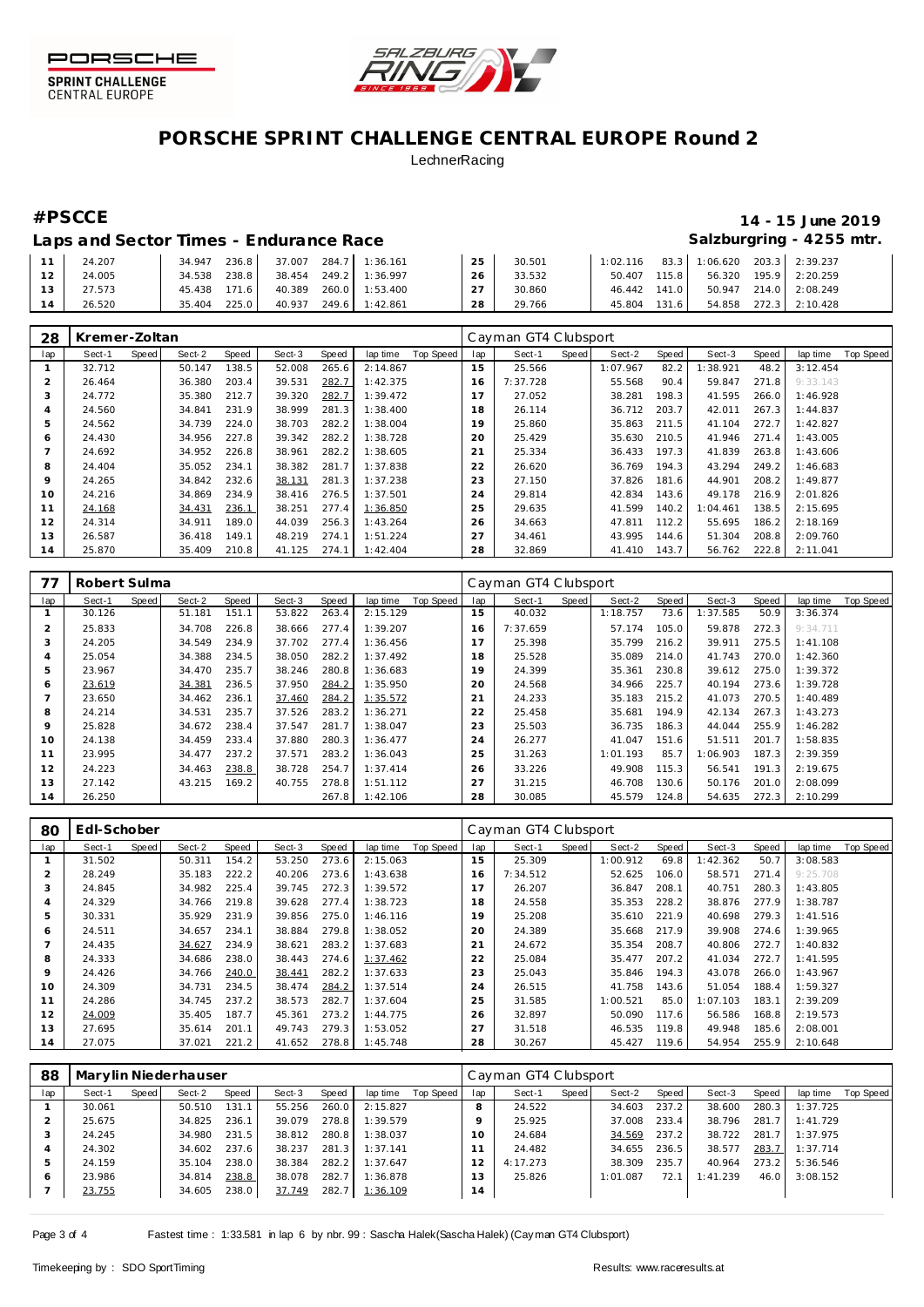# PORSCHE SPRINT CHALLENGE CENTRAL EUROPE Round 2

LechnerRacing

## #PSCCE

**14 - 15 June 2019**

### Laps and Sector Times - Endurance Race

**Salzburgring - 4255 mtr.**

| lap | Sect-1 | Speed | Sect-2 | Speed | Sect-3 | Speed | lap time | Top Speed | lap | Sect-1 | Speed | Sect-2 | Speed | Sect-3 | Speed | lap time | Top Speed |
|---|---|---|---|---|---|---|---|---|---|---|---|---|---|---|---|---|---|
| 11 | 24.207 | | 34.947 | 236.8 | 37.007 | 284.7 | 1:36.161 | | 25 | 30.501 | | 1:02.116 | 83.3 | 1:06.620 | 203.3 | 2:39.237 | |
| 12 | 24.005 | | 34.538 | 238.8 | 38.454 | 249.2 | 1:36.997 | | 26 | 33.532 | | 50.407 | 115.8 | 56.320 | 195.9 | 2:20.259 | |
| 13 | 27.573 | | 45.438 | 171.6 | 40.389 | 260.0 | 1:53.400 | | 27 | 30.860 | | 46.442 | 141.0 | 50.947 | 214.0 | 2:08.249 | |
| 14 | 26.520 | | 35.404 | 225.0 | 40.937 | 249.6 | 1:42.861 | | 28 | 29.766 | | 45.804 | 131.6 | 54.858 | 272.3 | 2:10.428 | |

**28 Kremer-Zoltan** — Cayman GT4 Clubsport

| lap | Sect-1 | Speed | Sect-2 | Speed | Sect-3 | Speed | lap time | Top Speed | lap | Sect-1 | Speed | Sect-2 | Speed | Sect-3 | Speed | lap time | Top Speed |
|---|---|---|---|---|---|---|---|---|---|---|---|---|---|---|---|---|---|
| 1 | 32.712 | | 50.147 | 138.5 | 52.008 | 265.6 | 2:14.867 | | 15 | 25.566 | | 1:07.967 | 82.2 | 1:38.921 | 48.2 | 3:12.454 | |
| 2 | 26.464 | | 36.380 | 203.4 | 39.531 | 282.7 | 1:42.375 | | 16 | 7:37.728 | | 55.568 | 90.4 | 59.847 | 271.8 | 9:33.143 | |
| 3 | 24.772 | | 35.380 | 212.7 | 39.320 | 282.7 | 1:39.472 | | 17 | 27.052 | | 38.281 | 198.3 | 41.595 | 266.0 | 1:46.928 | |
| 4 | 24.560 | | 34.841 | 231.9 | 38.999 | 281.3 | 1:38.400 | | 18 | 26.114 | | 36.712 | 203.7 | 42.011 | 267.3 | 1:44.837 | |
| 5 | 24.562 | | 34.739 | 224.0 | 38.703 | 282.2 | 1:38.004 | | 19 | 25.860 | | 35.863 | 211.5 | 41.104 | 272.7 | 1:42.827 | |
| 6 | 24.430 | | 34.956 | 227.8 | 39.342 | 282.2 | 1:38.728 | | 20 | 25.429 | | 35.630 | 210.5 | 41.946 | 271.4 | 1:43.005 | |
| 7 | 24.692 | | 34.952 | 226.8 | 38.961 | 282.2 | 1:38.605 | | 21 | 25.334 | | 36.433 | 197.3 | 41.839 | 263.8 | 1:43.606 | |
| 8 | 24.404 | | 35.052 | 234.1 | 38.382 | 281.7 | 1:37.838 | | 22 | 26.620 | | 36.769 | 194.3 | 43.294 | 249.2 | 1:46.683 | |
| 9 | 24.265 | | 34.842 | 232.6 | 38.131 | 281.3 | 1:37.238 | | 23 | 27.150 | | 37.826 | 181.6 | 44.901 | 208.2 | 1:49.877 | |
| 10 | 24.216 | | 34.869 | 234.9 | 38.416 | 276.5 | 1:37.501 | | 24 | 29.814 | | 42.834 | 143.6 | 49.178 | 216.9 | 2:01.826 | |
| 11 | 24.168 | | 34.431 | 236.1 | 38.251 | 277.4 | 1:36.850 | | 25 | 29.635 | | 41.599 | 140.2 | 1:04.461 | 138.5 | 2:15.695 | |
| 12 | 24.314 | | 34.911 | 189.0 | 44.039 | 256.3 | 1:43.264 | | 26 | 34.663 | | 47.811 | 112.2 | 55.695 | 186.2 | 2:18.169 | |
| 13 | 26.587 | | 36.418 | 149.1 | 48.219 | 274.1 | 1:51.224 | | 27 | 34.461 | | 43.995 | 144.6 | 51.304 | 208.8 | 2:09.760 | |
| 14 | 25.870 | | 35.409 | 210.8 | 41.125 | 274.1 | 1:42.404 | | 28 | 32.869 | | 41.410 | 143.7 | 56.762 | 222.8 | 2:11.041 | |

**77 Robert Sulma** — Cayman GT4 Clubsport

| lap | Sect-1 | Speed | Sect-2 | Speed | Sect-3 | Speed | lap time | Top Speed | lap | Sect-1 | Speed | Sect-2 | Speed | Sect-3 | Speed | lap time | Top Speed |
|---|---|---|---|---|---|---|---|---|---|---|---|---|---|---|---|---|---|
| 1 | 30.126 | | 51.181 | 151.1 | 53.822 | 263.4 | 2:15.129 | | 15 | 40.032 | | 1:18.757 | 73.6 | 1:37.585 | 50.9 | 3:36.374 | |
| 2 | 25.833 | | 34.708 | 226.8 | 38.666 | 277.4 | 1:39.207 | | 16 | 7:37.659 | | 57.174 | 105.0 | 59.878 | 272.3 | 9:34.711 | |
| 3 | 24.205 | | 34.549 | 234.9 | 37.702 | 277.4 | 1:36.456 | | 17 | 25.398 | | 35.799 | 216.2 | 39.911 | 275.5 | 1:41.108 | |
| 4 | 25.054 | | 34.388 | 234.5 | 38.050 | 282.2 | 1:37.492 | | 18 | 25.528 | | 35.089 | 214.0 | 41.743 | 270.0 | 1:42.360 | |
| 5 | 23.967 | | 34.470 | 235.7 | 38.246 | 280.8 | 1:36.683 | | 19 | 24.399 | | 35.361 | 230.8 | 39.612 | 275.0 | 1:39.372 | |
| 6 | 23.619 | | 34.381 | 236.5 | 37.950 | 284.2 | 1:35.950 | | 20 | 24.568 | | 34.966 | 225.7 | 40.194 | 273.6 | 1:39.728 | |
| 7 | 23.650 | | 34.462 | 236.1 | 37.460 | 284.2 | 1:35.572 | | 21 | 24.233 | | 35.183 | 215.2 | 41.073 | 270.5 | 1:40.489 | |
| 8 | 24.214 | | 34.531 | 235.7 | 37.526 | 283.2 | 1:36.271 | | 22 | 25.458 | | 35.681 | 194.9 | 42.134 | 267.3 | 1:43.273 | |
| 9 | 25.828 | | 34.672 | 238.4 | 37.547 | 281.7 | 1:38.047 | | 23 | 25.503 | | 36.735 | 186.3 | 44.044 | 255.9 | 1:46.282 | |
| 10 | 24.138 | | 34.459 | 233.4 | 37.880 | 280.3 | 1:36.477 | | 24 | 26.277 | | 41.047 | 151.6 | 51.511 | 201.7 | 1:58.835 | |
| 11 | 23.995 | | 34.477 | 237.2 | 37.571 | 283.2 | 1:36.043 | | 25 | 31.263 | | 1:01.193 | 85.7 | 1:06.903 | 187.3 | 2:39.359 | |
| 12 | 24.223 | | 34.463 | 238.8 | 38.728 | 254.7 | 1:37.414 | | 26 | 33.226 | | 49.908 | 115.3 | 56.541 | 191.3 | 2:19.675 | |
| 13 | 27.142 | | 43.215 | 169.2 | 40.755 | 278.8 | 1:51.112 | | 27 | 31.215 | | 46.708 | 130.6 | 50.176 | 201.0 | 2:08.099 | |
| 14 | 26.250 | | | | | 267.8 | 1:42.106 | | 28 | 30.085 | | 45.579 | 124.8 | 54.635 | 272.3 | 2:10.299 | |

**80 Edl-Schober** — Cayman GT4 Clubsport

| lap | Sect-1 | Speed | Sect-2 | Speed | Sect-3 | Speed | lap time | Top Speed | lap | Sect-1 | Speed | Sect-2 | Speed | Sect-3 | Speed | lap time | Top Speed |
|---|---|---|---|---|---|---|---|---|---|---|---|---|---|---|---|---|---|
| 1 | 31.502 | | 50.311 | 154.2 | 53.250 | 273.6 | 2:15.063 | | 15 | 25.309 | | 1:00.912 | 69.8 | 1:42.362 | 50.7 | 3:08.583 | |
| 2 | 28.249 | | 35.183 | 222.2 | 40.206 | 273.6 | 1:43.638 | | 16 | 7:34.512 | | 52.625 | 106.0 | 58.571 | 271.4 | 9:25.708 | |
| 3 | 24.845 | | 34.982 | 225.4 | 39.745 | 272.3 | 1:39.572 | | 17 | 26.207 | | 36.847 | 208.1 | 40.751 | 280.3 | 1:43.805 | |
| 4 | 24.329 | | 34.766 | 219.8 | 39.628 | 277.4 | 1:38.723 | | 18 | 24.558 | | 35.353 | 228.2 | 38.876 | 277.9 | 1:38.787 | |
| 5 | 30.331 | | 35.929 | 231.9 | 39.856 | 275.0 | 1:46.116 | | 19 | 25.208 | | 35.610 | 221.9 | 40.698 | 279.3 | 1:41.516 | |
| 6 | 24.511 | | 34.657 | 234.1 | 38.884 | 279.8 | 1:38.052 | | 20 | 24.389 | | 35.668 | 217.9 | 39.908 | 274.6 | 1:39.965 | |
| 7 | 24.435 | | 34.627 | 234.9 | 38.621 | 283.2 | 1:37.683 | | 21 | 24.672 | | 35.354 | 208.7 | 40.806 | 272.7 | 1:40.832 | |
| 8 | 24.333 | | 34.686 | 238.0 | 38.443 | 274.6 | 1:37.462 | | 22 | 25.084 | | 35.477 | 207.2 | 41.034 | 272.7 | 1:41.595 | |
| 9 | 24.426 | | 34.766 | 240.0 | 38.441 | 282.2 | 1:37.633 | | 23 | 25.043 | | 35.846 | 194.3 | 43.078 | 266.0 | 1:43.967 | |
| 10 | 24.309 | | 34.731 | 234.5 | 38.474 | 284.2 | 1:37.514 | | 24 | 26.515 | | 41.758 | 143.6 | 51.054 | 188.4 | 1:59.327 | |
| 11 | 24.286 | | 34.745 | 237.2 | 38.573 | 282.7 | 1:37.604 | | 25 | 31.585 | | 1:00.521 | 85.0 | 1:07.103 | 183.1 | 2:39.209 | |
| 12 | 24.009 | | 35.405 | 187.7 | 45.361 | 273.2 | 1:44.775 | | 26 | 32.897 | | 50.090 | 117.6 | 56.586 | 168.8 | 2:19.573 | |
| 13 | 27.695 | | 35.614 | 201.1 | 49.743 | 279.3 | 1:53.052 | | 27 | 31.518 | | 46.535 | 119.8 | 49.948 | 185.6 | 2:08.001 | |
| 14 | 27.075 | | 37.021 | 221.2 | 41.652 | 278.8 | 1:45.748 | | 28 | 30.267 | | 45.427 | 119.6 | 54.954 | 255.9 | 2:10.648 | |

**88 Marylin Niederhauser** — Cayman GT4 Clubsport

| lap | Sect-1 | Speed | Sect-2 | Speed | Sect-3 | Speed | lap time | Top Speed | lap | Sect-1 | Speed | Sect-2 | Speed | Sect-3 | Speed | lap time | Top Speed |
|---|---|---|---|---|---|---|---|---|---|---|---|---|---|---|---|---|---|
| 1 | 30.061 | | 50.510 | 131.1 | 55.256 | 260.0 | 2:15.827 | | 8 | 24.522 | | 34.603 | 237.2 | 38.600 | 280.3 | 1:37.725 | |
| 2 | 25.675 | | 34.825 | 236.1 | 39.079 | 278.8 | 1:39.579 | | 9 | 25.925 | | 37.008 | 233.4 | 38.796 | 281.7 | 1:41.729 | |
| 3 | 24.245 | | 34.980 | 231.5 | 38.812 | 280.8 | 1:38.037 | | 10 | 24.684 | | 34.569 | 237.2 | 38.722 | 281.7 | 1:37.975 | |
| 4 | 24.302 | | 34.602 | 237.6 | 38.237 | 281.3 | 1:37.141 | | 11 | 24.482 | | 34.655 | 236.5 | 38.577 | 283.7 | 1:37.714 | |
| 5 | 24.159 | | 35.104 | 238.0 | 38.384 | 282.2 | 1:37.647 | | 12 | 4:17.273 | | 38.309 | 235.7 | 40.964 | 273.2 | 5:36.546 | |
| 6 | 23.986 | | 34.814 | 238.8 | 38.078 | 282.7 | 1:36.878 | | 13 | 25.826 | | 1:01.087 | 72.1 | 1:41.239 | 46.0 | 3:08.152 | |
| 7 | 23.755 | | 34.605 | 238.0 | 37.749 | 282.7 | 1:36.109 | | 14 | | | | | | | | |

Fastest time : 1:33.581 in lap 6 by nbr. 99 : Sascha Halek(Sascha Halek) (Cayman GT4 Clubsport)

Timekeeping by : SDO SportTiming

Results: www.raceresults.at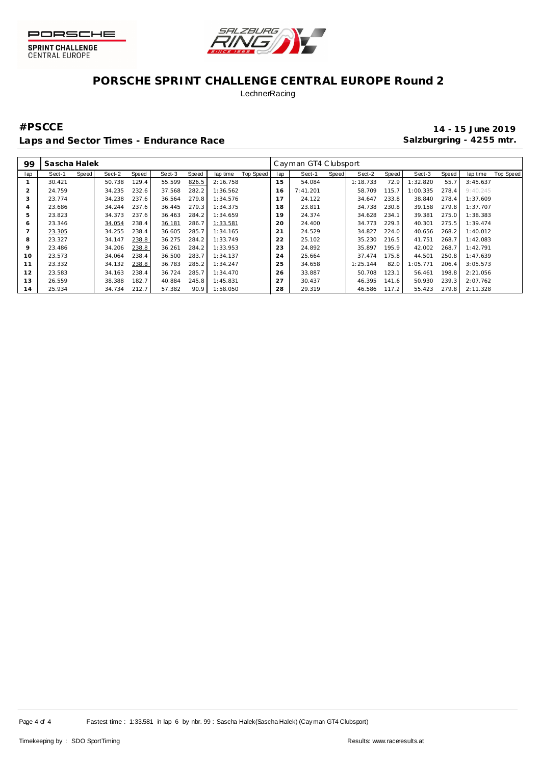# PORSCHE SPRINT CHALLENGE CENTRAL EUROPE Round 2

LechnerRacing

## #PSCCE

**Laps and Sector Times - Endurance Race**

**14 - 15 June 2019**
**Salzburgring - 4255 mtr.**

| 99 | Sascha Halek | | | | | | | | | Cayman GT4 Clubsport | | | | | | | | |
|---|---|---|---|---|---|---|---|---|---|---|---|---|---|---|---|---|---|---|
| lap | Sect-1 | Speed | Sect-2 | Speed | Sect-3 | Speed | lap time | Top Speed | lap | Sect-1 | Speed | Sect-2 | Speed | Sect-3 | Speed | lap time | Top Speed |
| 1 | 30.421 | | 50.738 | 129.4 | 55.599 | 826.5 | 2:16.758 | | 15 | 54.084 | | 1:18.733 | 72.9 | 1:32.820 | 55.7 | 3:45.637 | |
| 2 | 24.759 | | 34.235 | 232.6 | 37.568 | 282.2 | 1:36.562 | | 16 | 7:41.201 | | 58.709 | 115.7 | 1:00.335 | 278.4 | 9:40.245 | |
| 3 | 23.774 | | 34.238 | 237.6 | 36.564 | 279.8 | 1:34.576 | | 17 | 24.122 | | 34.647 | 233.8 | 38.840 | 278.4 | 1:37.609 | |
| 4 | 23.686 | | 34.244 | 237.6 | 36.445 | 279.3 | 1:34.375 | | 18 | 23.811 | | 34.738 | 230.8 | 39.158 | 279.8 | 1:37.707 | |
| 5 | 23.823 | | 34.373 | 237.6 | 36.463 | 284.2 | 1:34.659 | | 19 | 24.374 | | 34.628 | 234.1 | 39.381 | 275.0 | 1:38.383 | |
| 6 | 23.346 | | 34.054 | 238.4 | 36.181 | 286.7 | 1:33.581 | | 20 | 24.400 | | 34.773 | 229.3 | 40.301 | 275.5 | 1:39.474 | |
| 7 | 23.305 | | 34.255 | 238.4 | 36.605 | 285.7 | 1:34.165 | | 21 | 24.529 | | 34.827 | 224.0 | 40.656 | 268.2 | 1:40.012 | |
| 8 | 23.327 | | 34.147 | 238.8 | 36.275 | 284.2 | 1:33.749 | | 22 | 25.102 | | 35.230 | 216.5 | 41.751 | 268.7 | 1:42.083 | |
| 9 | 23.486 | | 34.206 | 238.8 | 36.261 | 284.2 | 1:33.953 | | 23 | 24.892 | | 35.897 | 195.9 | 42.002 | 268.7 | 1:42.791 | |
| 10 | 23.573 | | 34.064 | 238.4 | 36.500 | 283.7 | 1:34.137 | | 24 | 25.664 | | 37.474 | 175.8 | 44.501 | 250.8 | 1:47.639 | |
| 11 | 23.332 | | 34.132 | 238.8 | 36.783 | 285.2 | 1:34.247 | | 25 | 34.658 | | 1:25.144 | 82.0 | 1:05.771 | 206.4 | 3:05.573 | |
| 12 | 23.583 | | 34.163 | 238.4 | 36.724 | 285.7 | 1:34.470 | | 26 | 33.887 | | 50.708 | 123.1 | 56.461 | 198.8 | 2:21.056 | |
| 13 | 26.559 | | 38.388 | 182.7 | 40.884 | 245.8 | 1:45.831 | | 27 | 30.437 | | 46.395 | 141.6 | 50.930 | 239.3 | 2:07.762 | |
| 14 | 25.934 | | 34.734 | 212.7 | 57.382 | 90.9 | 1:58.050 | | 28 | 29.319 | | 46.586 | 117.2 | 55.423 | 279.8 | 2:11.328 | |

Fastest time : 1:33.581 in lap 6 by nbr. 99 : Sascha Halek(Sascha Halek) (Cayman GT4 Clubsport)

Timekeeping by : SDO SportTiming

Results: www.raceresults.at